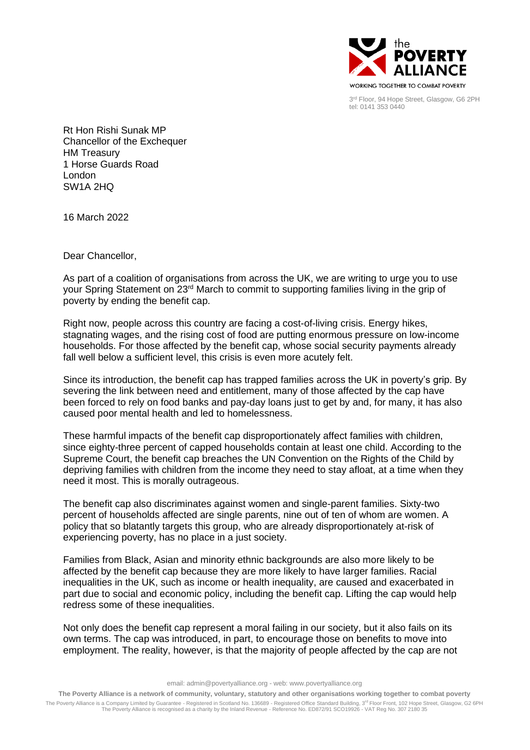3rd Floor, 94 Hope Street, Glasgow, G6 2PH
tel: 0141 353 0440

Rt Hon Rishi Sunak MP
Chancellor of the Exchequer
HM Treasury
1 Horse Guards Road
London
SW1A 2HQ

16 March 2022

Dear Chancellor,

As part of a coalition of organisations from across the UK, we are writing to urge you to use your Spring Statement on 23rd March to commit to supporting families living in the grip of poverty by ending the benefit cap.

Right now, people across this country are facing a cost-of-living crisis. Energy hikes, stagnating wages, and the rising cost of food are putting enormous pressure on low-income households. For those affected by the benefit cap, whose social security payments already fall well below a sufficient level, this crisis is even more acutely felt.

Since its introduction, the benefit cap has trapped families across the UK in poverty's grip. By severing the link between need and entitlement, many of those affected by the cap have been forced to rely on food banks and pay-day loans just to get by and, for many, it has also caused poor mental health and led to homelessness.

These harmful impacts of the benefit cap disproportionately affect families with children, since eighty-three percent of capped households contain at least one child. According to the Supreme Court, the benefit cap breaches the UN Convention on the Rights of the Child by depriving families with children from the income they need to stay afloat, at a time when they need it most. This is morally outrageous.

The benefit cap also discriminates against women and single-parent families. Sixty-two percent of households affected are single parents, nine out of ten of whom are women. A policy that so blatantly targets this group, who are already disproportionately at-risk of experiencing poverty, has no place in a just society.

Families from Black, Asian and minority ethnic backgrounds are also more likely to be affected by the benefit cap because they are more likely to have larger families. Racial inequalities in the UK, such as income or health inequality, are caused and exacerbated in part due to social and economic policy, including the benefit cap. Lifting the cap would help redress some of these inequalities.

Not only does the benefit cap represent a moral failing in our society, but it also fails on its own terms. The cap was introduced, in part, to encourage those on benefits to move into employment. The reality, however, is that the majority of people affected by the cap are not

email: admin@povertyalliance.org - web: www.povertyalliance.org

**The Poverty Alliance is a network of community, voluntary, statutory and other organisations working together to combat poverty**

The Poverty Alliance is a Company Limited by Guarantee - Registered in Scotland No. 136689 - Registered Office Standard Building, 3rd Floor Front, 102 Hope Street, Glasgow, G2 6PH
The Poverty Alliance is recognised as a charity by the Inland Revenue - Reference No. ED872/91 SCO19926 - VAT Reg No. 307 2180 35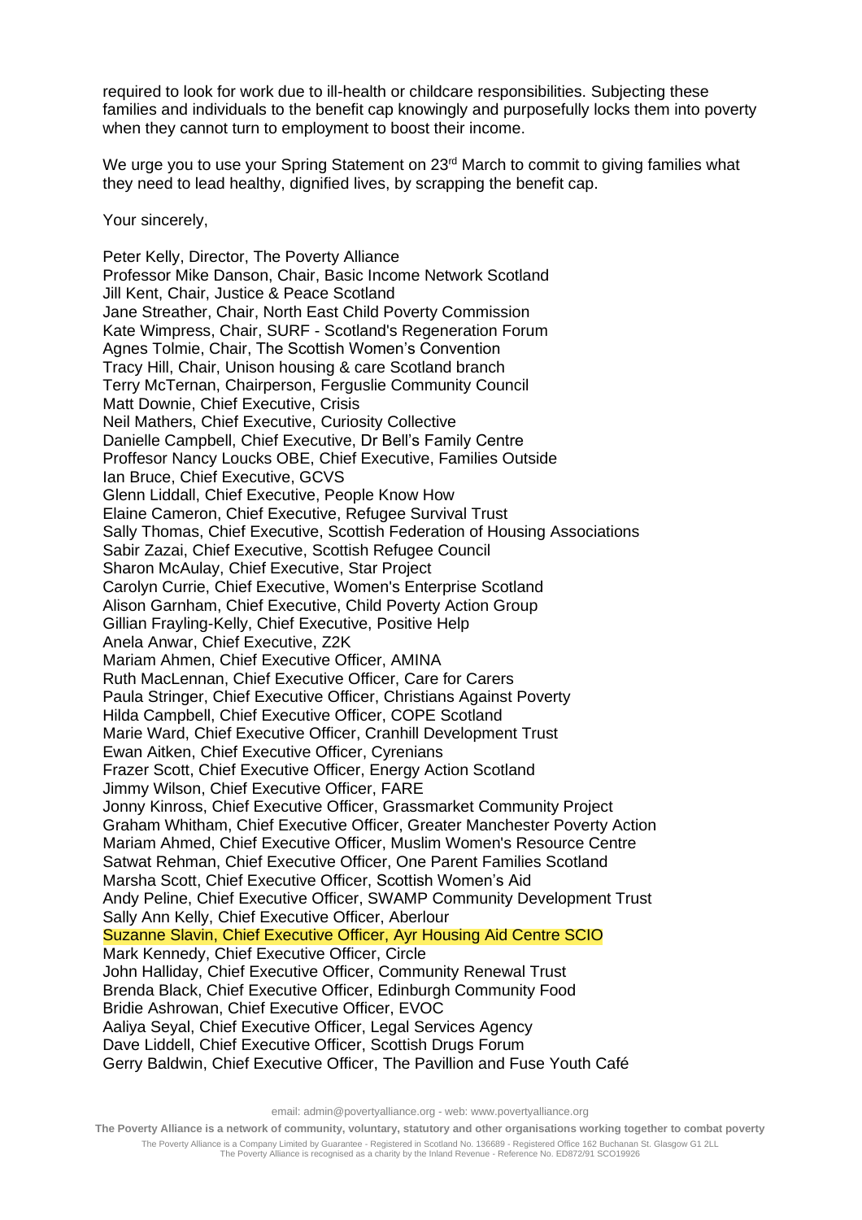required to look for work due to ill-health or childcare responsibilities. Subjecting these families and individuals to the benefit cap knowingly and purposefully locks them into poverty when they cannot turn to employment to boost their income.

We urge you to use your Spring Statement on 23rd March to commit to giving families what they need to lead healthy, dignified lives, by scrapping the benefit cap.

Your sincerely,

Peter Kelly, Director, The Poverty Alliance
Professor Mike Danson, Chair, Basic Income Network Scotland
Jill Kent, Chair, Justice & Peace Scotland
Jane Streather, Chair, North East Child Poverty Commission
Kate Wimpress, Chair, SURF - Scotland's Regeneration Forum
Agnes Tolmie, Chair, The Scottish Women's Convention
Tracy Hill, Chair, Unison housing & care Scotland branch
Terry McTernan, Chairperson, Ferguslie Community Council
Matt Downie, Chief Executive, Crisis
Neil Mathers, Chief Executive, Curiosity Collective
Danielle Campbell, Chief Executive, Dr Bell's Family Centre
Proffesor Nancy Loucks OBE, Chief Executive, Families Outside
Ian Bruce, Chief Executive, GCVS
Glenn Liddall, Chief Executive, People Know How
Elaine Cameron, Chief Executive, Refugee Survival Trust
Sally Thomas, Chief Executive, Scottish Federation of Housing Associations
Sabir Zazai, Chief Executive, Scottish Refugee Council
Sharon McAulay, Chief Executive, Star Project
Carolyn Currie, Chief Executive, Women's Enterprise Scotland
Alison Garnham, Chief Executive, Child Poverty Action Group
Gillian Frayling-Kelly, Chief Executive, Positive Help
Anela Anwar, Chief Executive, Z2K
Mariam Ahmen, Chief Executive Officer, AMINA
Ruth MacLennan, Chief Executive Officer, Care for Carers
Paula Stringer, Chief Executive Officer, Christians Against Poverty
Hilda Campbell, Chief Executive Officer, COPE Scotland
Marie Ward, Chief Executive Officer, Cranhill Development Trust
Ewan Aitken, Chief Executive Officer, Cyrenians
Frazer Scott, Chief Executive Officer, Energy Action Scotland
Jimmy Wilson, Chief Executive Officer, FARE
Jonny Kinross, Chief Executive Officer, Grassmarket Community Project
Graham Whitham, Chief Executive Officer, Greater Manchester Poverty Action
Mariam Ahmed, Chief Executive Officer, Muslim Women's Resource Centre
Satwat Rehman, Chief Executive Officer, One Parent Families Scotland
Marsha Scott, Chief Executive Officer, Scottish Women's Aid
Andy Peline, Chief Executive Officer, SWAMP Community Development Trust
Sally Ann Kelly, Chief Executive Officer, Aberlour
Suzanne Slavin, Chief Executive Officer, Ayr Housing Aid Centre SCIO
Mark Kennedy, Chief Executive Officer, Circle
John Halliday, Chief Executive Officer, Community Renewal Trust
Brenda Black, Chief Executive Officer, Edinburgh Community Food
Bridie Ashrowan, Chief Executive Officer, EVOC
Aaliya Seyal, Chief Executive Officer, Legal Services Agency
Dave Liddell, Chief Executive Officer, Scottish Drugs Forum
Gerry Baldwin, Chief Executive Officer, The Pavillion and Fuse Youth Café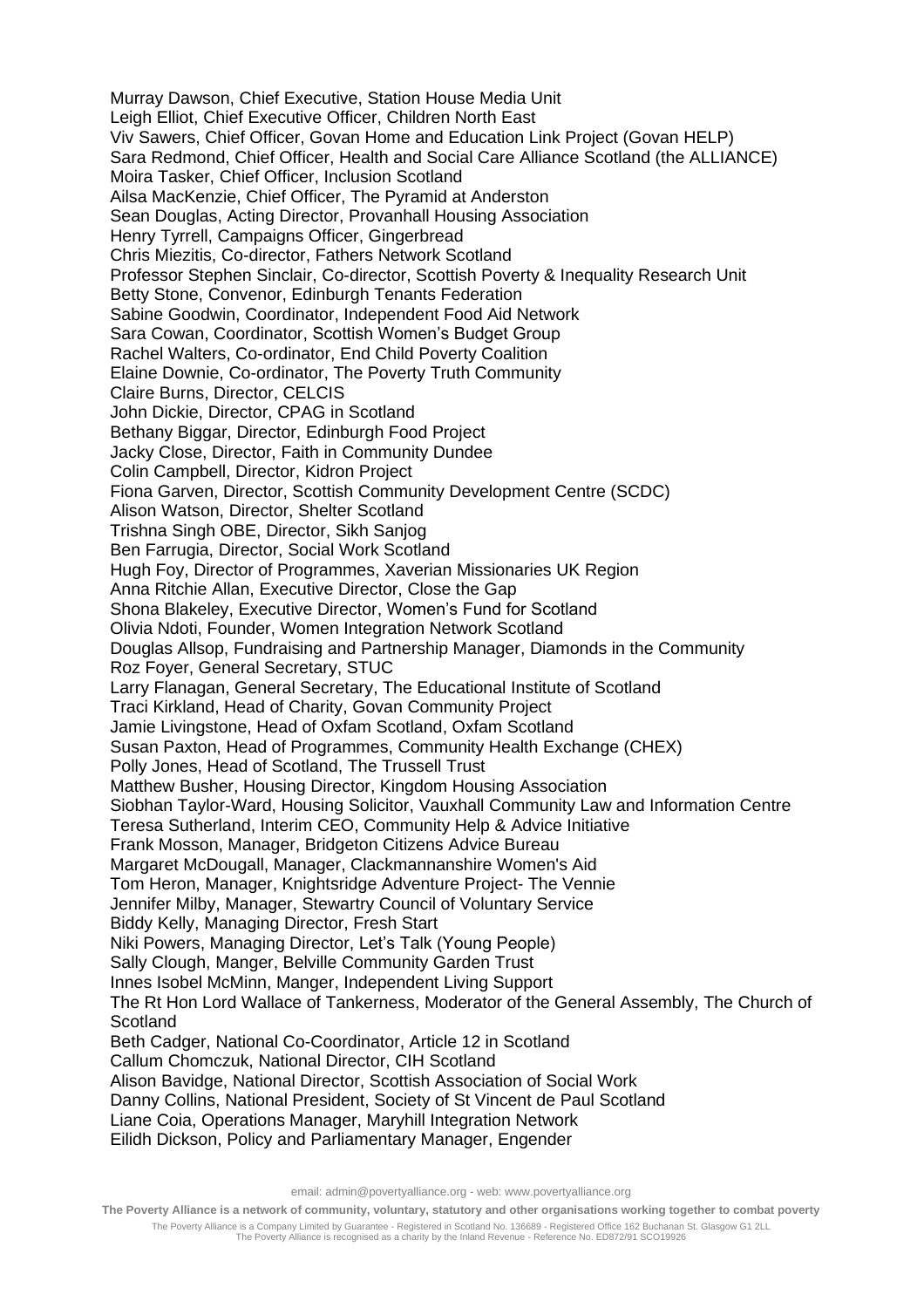Murray Dawson, Chief Executive, Station House Media Unit
Leigh Elliot, Chief Executive Officer, Children North East
Viv Sawers, Chief Officer, Govan Home and Education Link Project (Govan HELP)
Sara Redmond, Chief Officer, Health and Social Care Alliance Scotland (the ALLIANCE)
Moira Tasker, Chief Officer, Inclusion Scotland
Ailsa MacKenzie, Chief Officer, The Pyramid at Anderston
Sean Douglas, Acting Director, Provanhall Housing Association
Henry Tyrrell, Campaigns Officer, Gingerbread
Chris Miezitis, Co-director, Fathers Network Scotland
Professor Stephen Sinclair, Co-director, Scottish Poverty & Inequality Research Unit
Betty Stone, Convenor, Edinburgh Tenants Federation
Sabine Goodwin, Coordinator, Independent Food Aid Network
Sara Cowan, Coordinator, Scottish Women's Budget Group
Rachel Walters, Co-ordinator, End Child Poverty Coalition
Elaine Downie, Co-ordinator, The Poverty Truth Community
Claire Burns, Director, CELCIS
John Dickie, Director, CPAG in Scotland
Bethany Biggar, Director, Edinburgh Food Project
Jacky Close, Director, Faith in Community Dundee
Colin Campbell, Director, Kidron Project
Fiona Garven, Director, Scottish Community Development Centre (SCDC)
Alison Watson, Director, Shelter Scotland
Trishna Singh OBE, Director, Sikh Sanjog
Ben Farrugia, Director, Social Work Scotland
Hugh Foy, Director of Programmes, Xaverian Missionaries UK Region
Anna Ritchie Allan, Executive Director, Close the Gap
Shona Blakeley, Executive Director, Women's Fund for Scotland
Olivia Ndoti, Founder, Women Integration Network Scotland
Douglas Allsop, Fundraising and Partnership Manager, Diamonds in the Community
Roz Foyer, General Secretary, STUC
Larry Flanagan, General Secretary, The Educational Institute of Scotland
Traci Kirkland, Head of Charity, Govan Community Project
Jamie Livingstone, Head of Oxfam Scotland, Oxfam Scotland
Susan Paxton, Head of Programmes, Community Health Exchange (CHEX)
Polly Jones, Head of Scotland, The Trussell Trust
Matthew Busher, Housing Director, Kingdom Housing Association
Siobhan Taylor-Ward, Housing Solicitor, Vauxhall Community Law and Information Centre
Teresa Sutherland, Interim CEO, Community Help & Advice Initiative
Frank Mosson, Manager, Bridgeton Citizens Advice Bureau
Margaret McDougall, Manager, Clackmannanshire Women's Aid
Tom Heron, Manager, Knightsridge Adventure Project- The Vennie
Jennifer Milby, Manager, Stewartry Council of Voluntary Service
Biddy Kelly, Managing Director, Fresh Start
Niki Powers, Managing Director, Let's Talk (Young People)
Sally Clough, Manger, Belville Community Garden Trust
Innes Isobel McMinn, Manger, Independent Living Support
The Rt Hon Lord Wallace of Tankerness, Moderator of the General Assembly, The Church of Scotland
Beth Cadger, National Co-Coordinator, Article 12 in Scotland
Callum Chomczuk, National Director, CIH Scotland
Alison Bavidge, National Director, Scottish Association of Social Work
Danny Collins, National President, Society of St Vincent de Paul Scotland
Liane Coia, Operations Manager, Maryhill Integration Network
Eilidh Dickson, Policy and Parliamentary Manager, Engender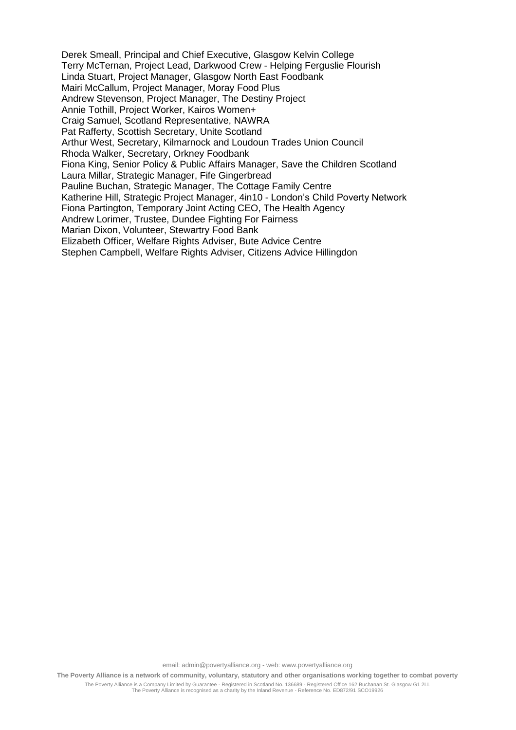Derek Smeall, Principal and Chief Executive, Glasgow Kelvin College
Terry McTernan, Project Lead, Darkwood Crew - Helping Ferguslie Flourish
Linda Stuart, Project Manager, Glasgow North East Foodbank
Mairi McCallum, Project Manager, Moray Food Plus
Andrew Stevenson, Project Manager, The Destiny Project
Annie Tothill, Project Worker, Kairos Women+
Craig Samuel, Scotland Representative, NAWRA
Pat Rafferty, Scottish Secretary, Unite Scotland
Arthur West, Secretary, Kilmarnock and Loudoun Trades Union Council
Rhoda Walker, Secretary, Orkney Foodbank
Fiona King, Senior Policy & Public Affairs Manager, Save the Children Scotland
Laura Millar, Strategic Manager, Fife Gingerbread
Pauline Buchan, Strategic Manager, The Cottage Family Centre
Katherine Hill, Strategic Project Manager, 4in10 - London's Child Poverty Network
Fiona Partington, Temporary Joint Acting CEO, The Health Agency
Andrew Lorimer, Trustee, Dundee Fighting For Fairness
Marian Dixon, Volunteer, Stewartry Food Bank
Elizabeth Officer, Welfare Rights Adviser, Bute Advice Centre
Stephen Campbell, Welfare Rights Adviser, Citizens Advice Hillingdon